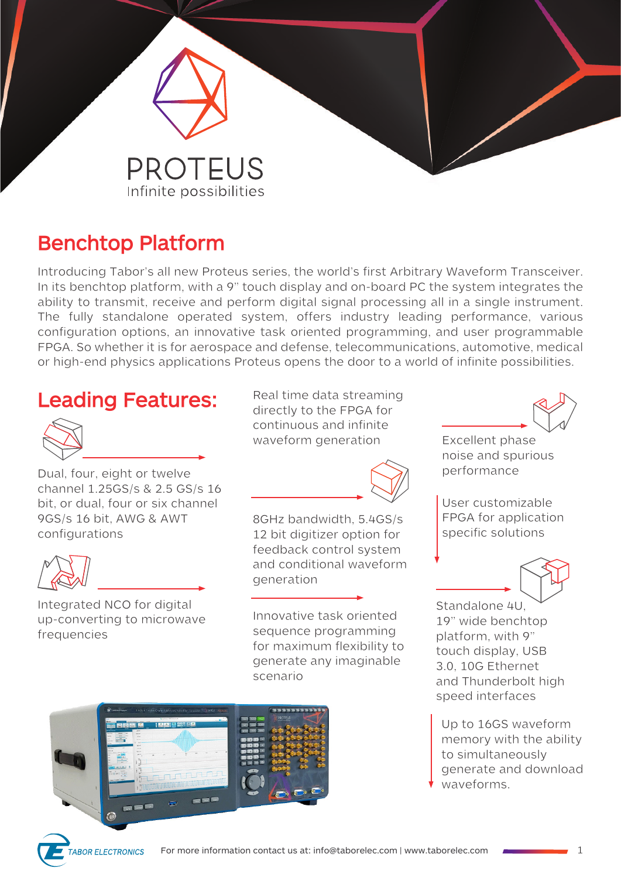# PROTEUS

Infinite possibilities

## Benchtop Platform

Introducing Tabor's all new Proteus series, the world's first Arbitrary Waveform Transceiver. In its benchtop platform, with a 9" touch display and on-board PC the system integrates the ability to transmit, receive and perform digital signal processing all in a single instrument. The fully standalone operated system, offers industry leading performance, various configuration options, an innovative task oriented programming, and user programmable FPGA. So whether it is for aerospace and defense, telecommunications, automotive, medical or high-end physics applications Proteus opens the door to a world of infinite possibilities.

## Leading Features:

- Dual, four, eight or twelve channel 1.25GS/s & 2.5 GS/s 16 bit, or dual, four or six channel 9GS/s 16 bit, AWG & AWT configurations
- Integrated NCO for digital up-converting to microwave frequencies
- Real time data streaming directly to the FPGA for continuous and infinite waveform generation
- 8GHz bandwidth, 5.4GS/s 12 bit digitizer option for feedback control system and conditional waveform generation
- Innovative task oriented sequence programming for maximum flexibility to generate any imaginable scenario
- Excellent phase noise and spurious performance
- User customizable FPGA for application specific solutions
- Standalone 4U, 19" wide benchtop platform, with 9" touch display, USB 3.0, 10G Ethernet and Thunderbolt high speed interfaces
- Up to 16GS waveform memory with the ability to simultaneously generate and download waveforms.

TABOR ELECTRONICS — For more information contact us at: info@taborelec.com | www.taborelec.com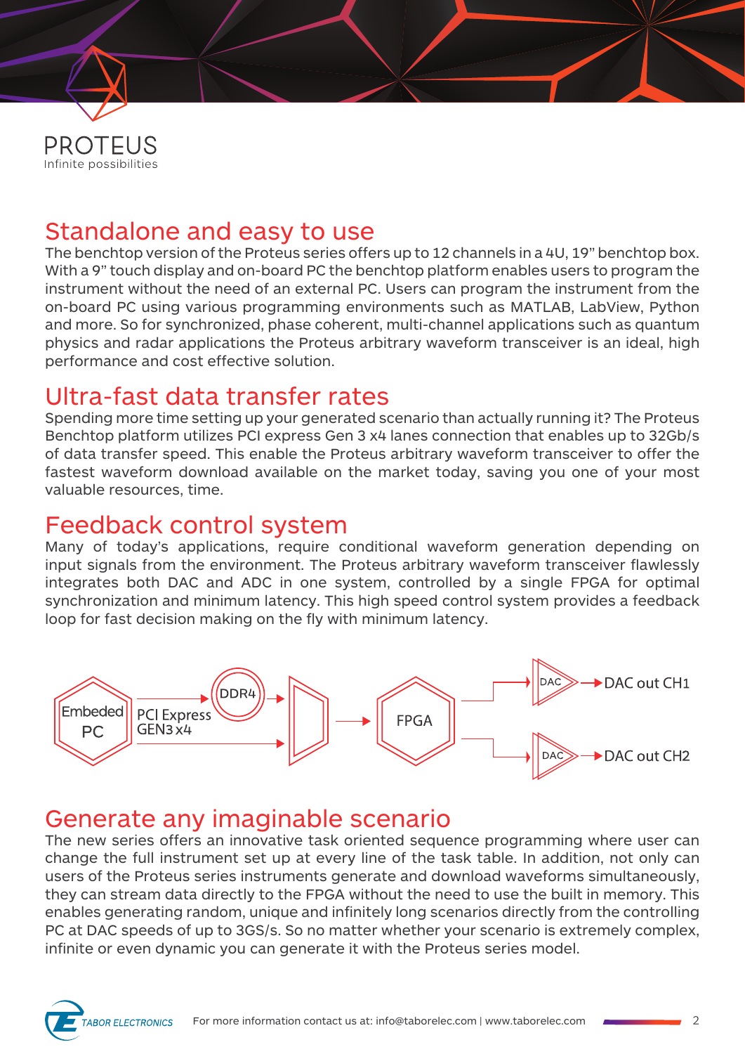# Standalone and easy to use

The benchtop version of the Proteus series offers up to 12 channels in a 4U, 19" benchtop box. With a 9" touch display and on-board PC the benchtop platform enables users to program the instrument without the need of an external PC. Users can program the instrument from the on-board PC using various programming environments such as MATLAB, LabView, Python and more. So for synchronized, phase coherent, multi-channel applications such as quantum physics and radar applications the Proteus arbitrary waveform transceiver is an ideal, high performance and cost effective solution.

# Ultra-fast data transfer rates

Spending more time setting up your generated scenario than actually running it? The Proteus Benchtop platform utilizes PCI express Gen 3 x4 lanes connection that enables up to 32Gb/s of data transfer speed. This enable the Proteus arbitrary waveform transceiver to offer the fastest waveform download available on the market today, saving you one of your most valuable resources, time.

# Feedback control system

Many of today's applications, require conditional waveform generation depending on input signals from the environment. The Proteus arbitrary waveform transceiver flawlessly integrates both DAC and ADC in one system, controlled by a single FPGA for optimal synchronization and minimum latency. This high speed control system provides a feedback loop for fast decision making on the fly with minimum latency.

Embeded PC — PCI Express GEN3 x4 — DDR4 — FPGA — DAC — DAC out CH1; DAC — DAC out CH2

# Generate any imaginable scenario

The new series offers an innovative task oriented sequence programming where user can change the full instrument set up at every line of the task table. In addition, not only can users of the Proteus series instruments generate and download waveforms simultaneously, they can stream data directly to the FPGA without the need to use the built in memory. This enables generating random, unique and infinitely long scenarios directly from the controlling PC at DAC speeds of up to 3GS/s. So no matter whether your scenario is extremely complex, infinite or even dynamic you can generate it with the Proteus series model.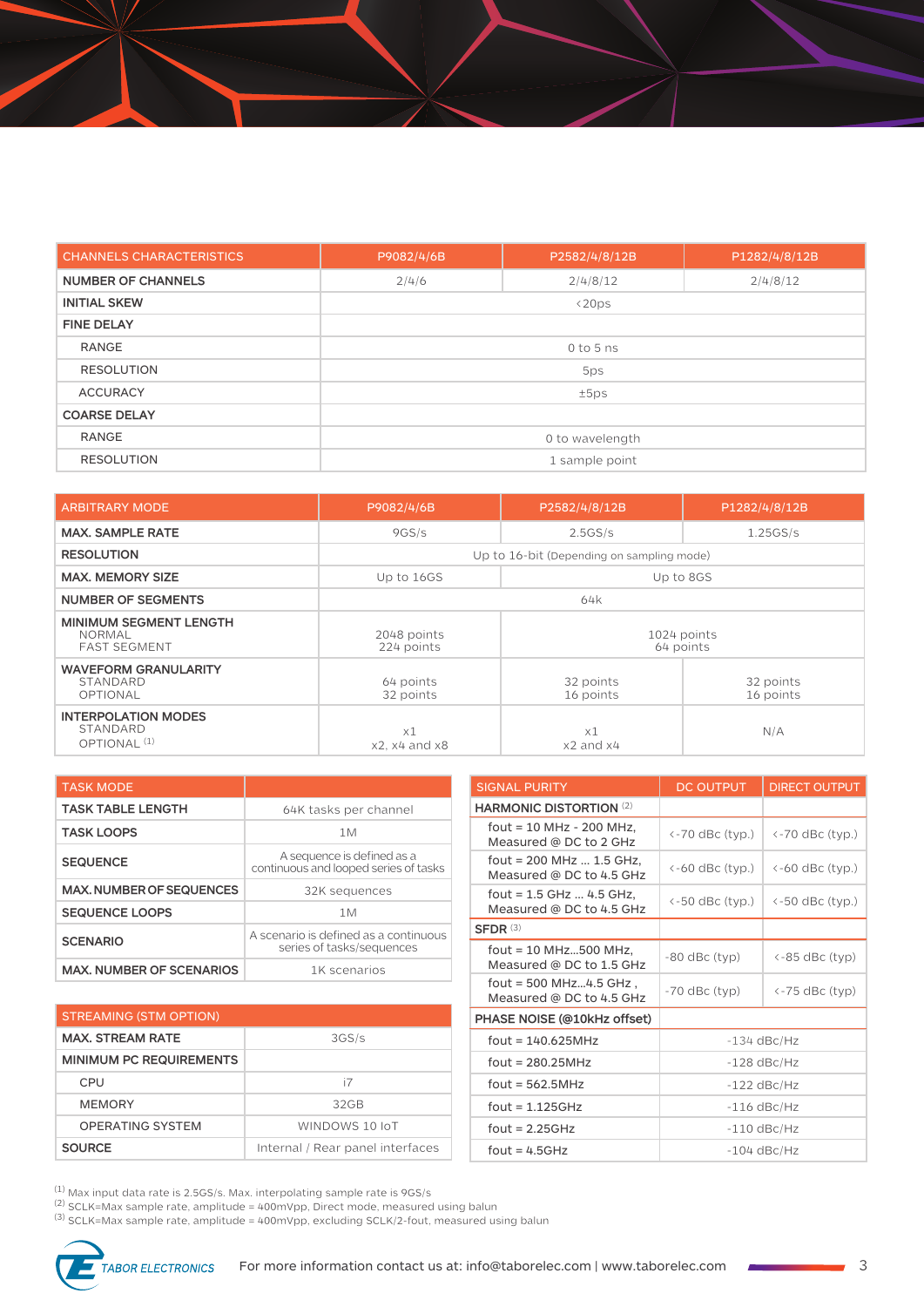| CHANNELS CHARACTERISTICS | P9082/4/6B | P2582/4/8/12B | P1282/4/8/12B |
|---|---|---|---|
| NUMBER OF CHANNELS | 2/4/6 | 2/4/8/12 | 2/4/8/12 |
| INITIAL SKEW | <20ps | | |
| FINE DELAY | | | |
| RANGE | 0 to 5 ns | | |
| RESOLUTION | 5ps | | |
| ACCURACY | ±5ps | | |
| COARSE DELAY | | | |
| RANGE | 0 to wavelength | | |
| RESOLUTION | 1 sample point | | |

| ARBITRARY MODE | P9082/4/6B | P2582/4/8/12B | P1282/4/8/12B |
|---|---|---|---|
| MAX. SAMPLE RATE | 9GS/s | 2.5GS/s | 1.25GS/s |
| RESOLUTION | Up to 16-bit (Depending on sampling mode) | | |
| MAX. MEMORY SIZE | Up to 16GS | Up to 8GS | |
| NUMBER OF SEGMENTS | 64k | | |
| MINIMUM SEGMENT LENGTH<br>NORMAL<br>FAST SEGMENT | 2048 points<br>224 points | 1024 points<br>64 points | |
| WAVEFORM GRANULARITY<br>STANDARD<br>OPTIONAL | 64 points<br>32 points | 32 points<br>16 points | 32 points<br>16 points |
| INTERPOLATION MODES<br>STANDARD<br>OPTIONAL [1] | x1<br>x2, x4 and x8 | x1<br>x2 and x4 | N/A |

| TASK MODE | |
|---|---|
| TASK TABLE LENGTH | 64K tasks per channel |
| TASK LOOPS | 1M |
| SEQUENCE | A sequence is defined as a continuous and looped series of tasks |
| MAX. NUMBER OF SEQUENCES | 32K sequences |
| SEQUENCE LOOPS | 1M |
| SCENARIO | A scenario is defined as a continuous series of tasks/sequences |
| MAX. NUMBER OF SCENARIOS | 1K scenarios |

| STREAMING (STM OPTION) | |
|---|---|
| MAX. STREAM RATE | 3GS/s |
| MINIMUM PC REQUIREMENTS | |
| CPU | i7 |
| MEMORY | 32GB |
| OPERATING SYSTEM | WINDOWS 10 IoT |
| SOURCE | Internal / Rear panel interfaces |

| SIGNAL PURITY | DC OUTPUT | DIRECT OUTPUT |
|---|---|---|
| HARMONIC DISTORTION [2] | | |
| fout = 10 MHz - 200 MHz, Measured @ DC to 2 GHz | <-70 dBc (typ.) | <-70 dBc (typ.) |
| fout = 200 MHz ... 1.5 GHz, Measured @ DC to 4.5 GHz | <-60 dBc (typ.) | <-60 dBc (typ.) |
| fout = 1.5 GHz ... 4.5 GHz, Measured @ DC to 4.5 GHz | <-50 dBc (typ.) | <-50 dBc (typ.) |
| SFDR [3] | | |
| fout = 10 MHz...500 MHz, Measured @ DC to 1.5 GHz | -80 dBc (typ) | <-85 dBc (typ) |
| fout = 500 MHz...4.5 GHz , Measured @ DC to 4.5 GHz | -70 dBc (typ) | <-75 dBc (typ) |
| PHASE NOISE (@10kHz offset) | | |
| fout = 140.625MHz | -134 dBc/Hz | |
| fout = 280.25MHz | -128 dBc/Hz | |
| fout = 562.5MHz | -122 dBc/Hz | |
| fout = 1.125GHz | -116 dBc/Hz | |
| fout = 2.25GHz | -110 dBc/Hz | |
| fout = 4.5GHz | -104 dBc/Hz | |

[1] Max input data rate is 2.5GS/s. Max. interpolating sample rate is 9GS/s
[2] SCLK=Max sample rate, amplitude = 400mVpp, Direct mode, measured using balun
[3] SCLK=Max sample rate, amplitude = 400mVpp, excluding SCLK/2-fout, measured using balun

TABOR ELECTRONICS — For more information contact us at: info@taborelec.com | www.taborelec.com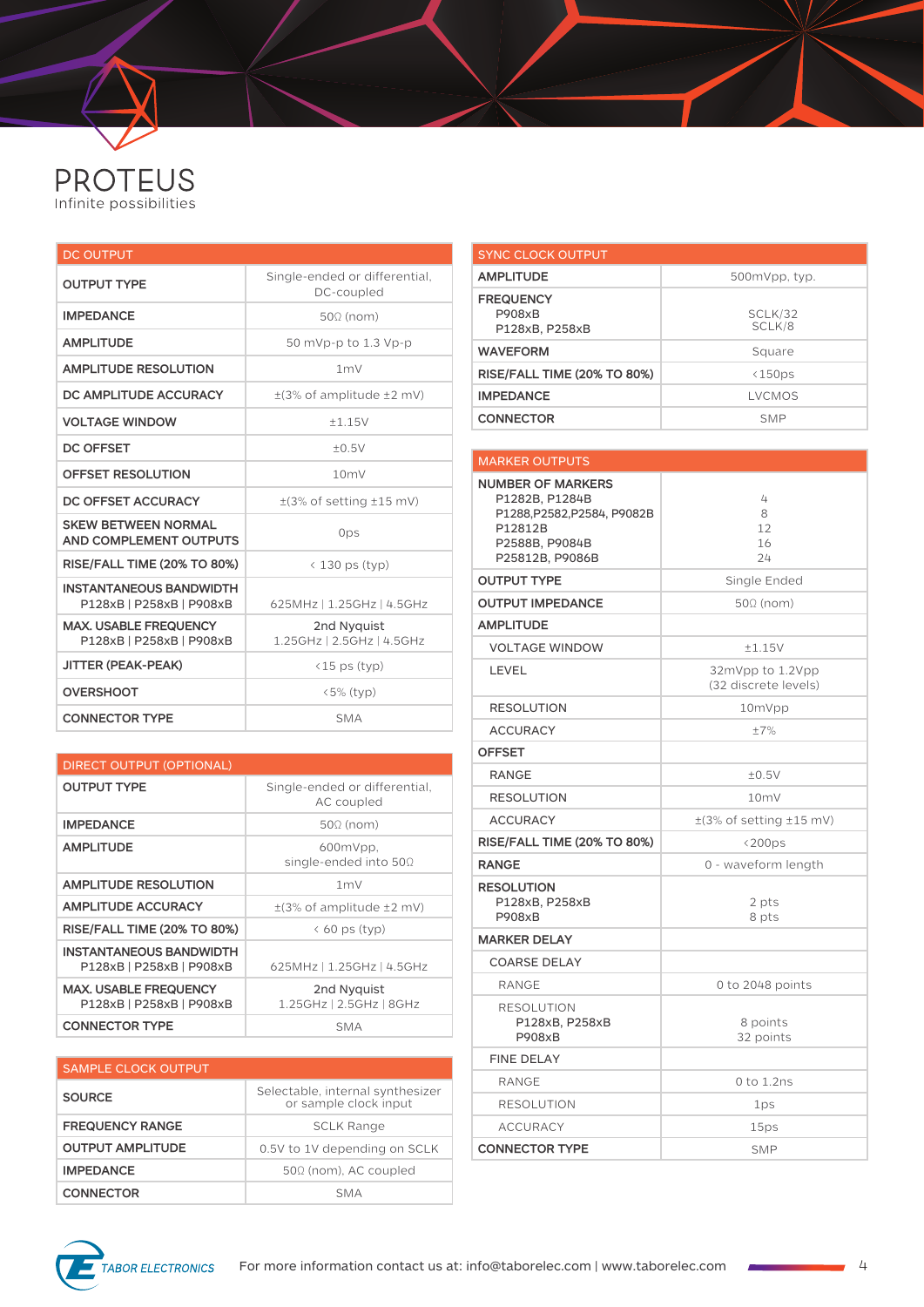PROTEUS
Infinite possibilities

| DC OUTPUT | |
|---|---|
| **OUTPUT TYPE** | Single-ended or differential, DC-coupled |
| **IMPEDANCE** | 50Ω (nom) |
| **AMPLITUDE** | 50 mVp-p to 1.3 Vp-p |
| **AMPLITUDE RESOLUTION** | 1mV |
| **DC AMPLITUDE ACCURACY** | ±(3% of amplitude ±2 mV) |
| **VOLTAGE WINDOW** | ±1.15V |
| **DC OFFSET** | ±0.5V |
| **OFFSET RESOLUTION** | 10mV |
| **DC OFFSET ACCURACY** | ±(3% of setting ±15 mV) |
| **SKEW BETWEEN NORMAL AND COMPLEMENT OUTPUTS** | 0ps |
| **RISE/FALL TIME (20% TO 80%)** | < 130 ps (typ) |
| **INSTANTANEOUS BANDWIDTH** P128xB \| P258xB \| P908xB | 625MHz \| 1.25GHz \| 4.5GHz |
| **MAX. USABLE FREQUENCY** P128xB \| P258xB \| P908xB | 2nd Nyquist 1.25GHz \| 2.5GHz \| 4.5GHz |
| **JITTER (PEAK-PEAK)** | <15 ps (typ) |
| **OVERSHOOT** | <5% (typ) |
| **CONNECTOR TYPE** | SMA |

| DIRECT OUTPUT (OPTIONAL) | |
|---|---|
| **OUTPUT TYPE** | Single-ended or differential, AC coupled |
| **IMPEDANCE** | 50Ω (nom) |
| **AMPLITUDE** | 600mVpp, single-ended into 50Ω |
| **AMPLITUDE RESOLUTION** | 1mV |
| **AMPLITUDE ACCURACY** | ±(3% of amplitude ±2 mV) |
| **RISE/FALL TIME (20% TO 80%)** | < 60 ps (typ) |
| **INSTANTANEOUS BANDWIDTH** P128xB \| P258xB \| P908xB | 625MHz \| 1.25GHz \| 4.5GHz |
| **MAX. USABLE FREQUENCY** P128xB \| P258xB \| P908xB | 2nd Nyquist 1.25GHz \| 2.5GHz \| 8GHz |
| **CONNECTOR TYPE** | SMA |

| SAMPLE CLOCK OUTPUT | |
|---|---|
| **SOURCE** | Selectable, internal synthesizer or sample clock input |
| **FREQUENCY RANGE** | SCLK Range |
| **OUTPUT AMPLITUDE** | 0.5V to 1V depending on SCLK |
| **IMPEDANCE** | 50Ω (nom), AC coupled |
| **CONNECTOR** | SMA |

| SYNC CLOCK OUTPUT | |
|---|---|
| **AMPLITUDE** | 500mVpp, typ. |
| **FREQUENCY** P908xB / P128xB, P258xB | SCLK/32 / SCLK/8 |
| **WAVEFORM** | Square |
| **RISE/FALL TIME (20% TO 80%)** | <150ps |
| **IMPEDANCE** | LVCMOS |
| **CONNECTOR** | SMP |

| MARKER OUTPUTS | |
|---|---|
| **NUMBER OF MARKERS** | |
| P1282B, P1284B | 4 |
| P1288,P2582,P2584, P9082B | 8 |
| P12812B | 12 |
| P2588B, P9084B | 16 |
| P25812B, P9086B | 24 |
| **OUTPUT TYPE** | Single Ended |
| **OUTPUT IMPEDANCE** | 50Ω (nom) |
| **AMPLITUDE** | |
| VOLTAGE WINDOW | ±1.15V |
| LEVEL | 32mVpp to 1.2Vpp (32 discrete levels) |
| RESOLUTION | 10mVpp |
| ACCURACY | ±7% |
| **OFFSET** | |
| RANGE | ±0.5V |
| RESOLUTION | 10mV |
| ACCURACY | ±(3% of setting ±15 mV) |
| **RISE/FALL TIME (20% TO 80%)** | <200ps |
| **RANGE** | 0 - waveform length |
| **RESOLUTION** | |
| P128xB, P258xB | 2 pts |
| P908xB | 8 pts |
| **MARKER DELAY** | |
| COARSE DELAY | |
| RANGE | 0 to 2048 points |
| RESOLUTION P128xB, P258xB | 8 points |
| RESOLUTION P908xB | 32 points |
| FINE DELAY | |
| RANGE | 0 to 1.2ns |
| RESOLUTION | 1ps |
| ACCURACY | 15ps |
| **CONNECTOR TYPE** | SMP |

TABOR ELECTRONICS

For more information contact us at: info@taborelec.com | www.taborelec.com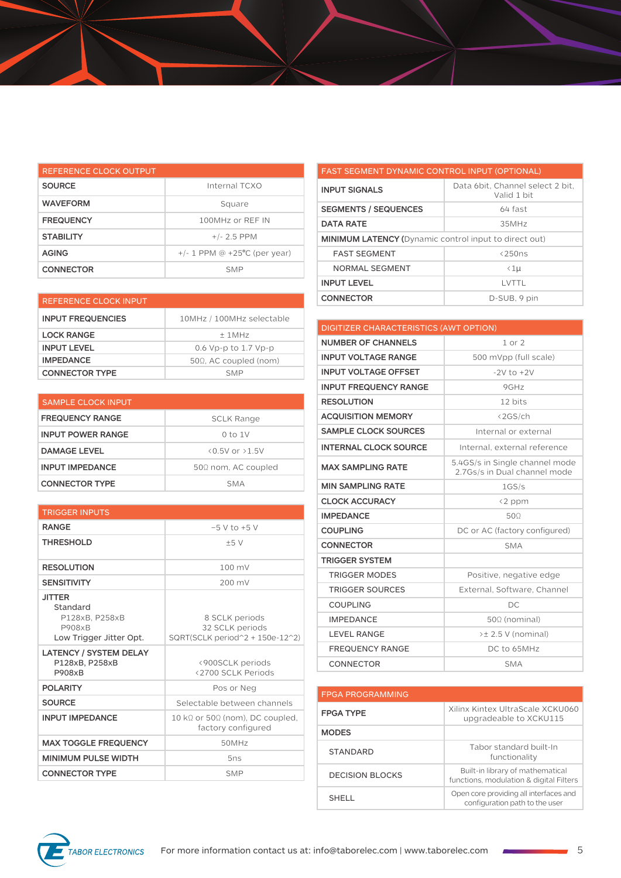| REFERENCE CLOCK OUTPUT | |
|---|---|
| SOURCE | Internal TCXO |
| WAVEFORM | Square |
| FREQUENCY | 100MHz or REF IN |
| STABILITY | +/- 2.5 PPM |
| AGING | +/- 1 PPM @ +25°C (per year) |
| CONNECTOR | SMP |

| REFERENCE CLOCK INPUT | |
|---|---|
| INPUT FREQUENCIES | 10MHz / 100MHz selectable |
| LOCK RANGE | ± 1MHz |
| INPUT LEVEL | 0.6 Vp-p to 1.7 Vp-p |
| IMPEDANCE | 50Ω, AC coupled (nom) |
| CONNECTOR TYPE | SMP |

| SAMPLE CLOCK INPUT | |
|---|---|
| FREQUENCY RANGE | SCLK Range |
| INPUT POWER RANGE | 0 to 1V |
| DAMAGE LEVEL | <0.5V or >1.5V |
| INPUT IMPEDANCE | 50Ω nom, AC coupled |
| CONNECTOR TYPE | SMA |

| TRIGGER INPUTS | |
|---|---|
| RANGE | −5 V to +5 V |
| THRESHOLD | ±5 V |
| RESOLUTION | 100 mV |
| SENSITIVITY | 200 mV |
| JITTER | |
| Standard | |
| P128xB, P258xB | 8 SCLK periods |
| P908xB | 32 SCLK periods |
| Low Trigger Jitter Opt. | SQRT(SCLK period^2 + 150e-12^2) |
| LATENCY / SYSTEM DELAY | |
| P128xB, P258xB | <900SCLK periods |
| P908xB | <2700 SCLK Periods |
| POLARITY | Pos or Neg |
| SOURCE | Selectable between channels |
| INPUT IMPEDANCE | 10 kΩ or 50Ω (nom), DC coupled, factory configured |
| MAX TOGGLE FREQUENCY | 50MHz |
| MINIMUM PULSE WIDTH | 5ns |
| CONNECTOR TYPE | SMP |

| FAST SEGMENT DYNAMIC CONTROL INPUT (OPTIONAL) | |
|---|---|
| INPUT SIGNALS | Data 6bit, Channel select 2 bit, Valid 1 bit |
| SEGMENTS / SEQUENCES | 64 fast |
| DATA RATE | 35MHz |
| MINIMUM LATENCY (Dynamic control input to direct out) | |
| FAST SEGMENT | <250ns |
| NORMAL SEGMENT | <1μ |
| INPUT LEVEL | LVTTL |
| CONNECTOR | D-SUB, 9 pin |

| DIGITIZER CHARACTERISTICS (AWT OPTION) | |
|---|---|
| NUMBER OF CHANNELS | 1 or 2 |
| INPUT VOLTAGE RANGE | 500 mVpp (full scale) |
| INPUT VOLTAGE OFFSET | -2V to +2V |
| INPUT FREQUENCY RANGE | 9GHz |
| RESOLUTION | 12 bits |
| ACQUISITION MEMORY | <2GS/ch |
| SAMPLE CLOCK SOURCES | Internal or external |
| INTERNAL CLOCK SOURCE | Internal, external reference |
| MAX SAMPLING RATE | 5.4GS/s in Single channel mode<br>2.7GS/s in Dual channel mode |
| MIN SAMPLING RATE | 1GS/s |
| CLOCK ACCURACY | <2 ppm |
| IMPEDANCE | 50Ω |
| COUPLING | DC or AC (factory configured) |
| CONNECTOR | SMA |
| TRIGGER SYSTEM | |
| TRIGGER MODES | Positive, negative edge |
| TRIGGER SOURCES | External, Software, Channel |
| COUPLING | DC |
| IMPEDANCE | 50Ω (nominal) |
| LEVEL RANGE | >± 2.5 V (nominal) |
| FREQUENCY RANGE | DC to 65MHz |
| CONNECTOR | SMA |

| FPGA PROGRAMMING | |
|---|---|
| FPGA TYPE | Xilinx Kintex UltraScale XCKU060 upgradeable to XCKU115 |
| MODES | |
| STANDARD | Tabor standard built-In functionality |
| DECISION BLOCKS | Built-in library of mathematical functions, modulation & digital Filters |
| SHELL | Open core providing all interfaces and configuration path to the user |

TABOR ELECTRONICS — For more information contact us at: info@taborelec.com | www.taborelec.com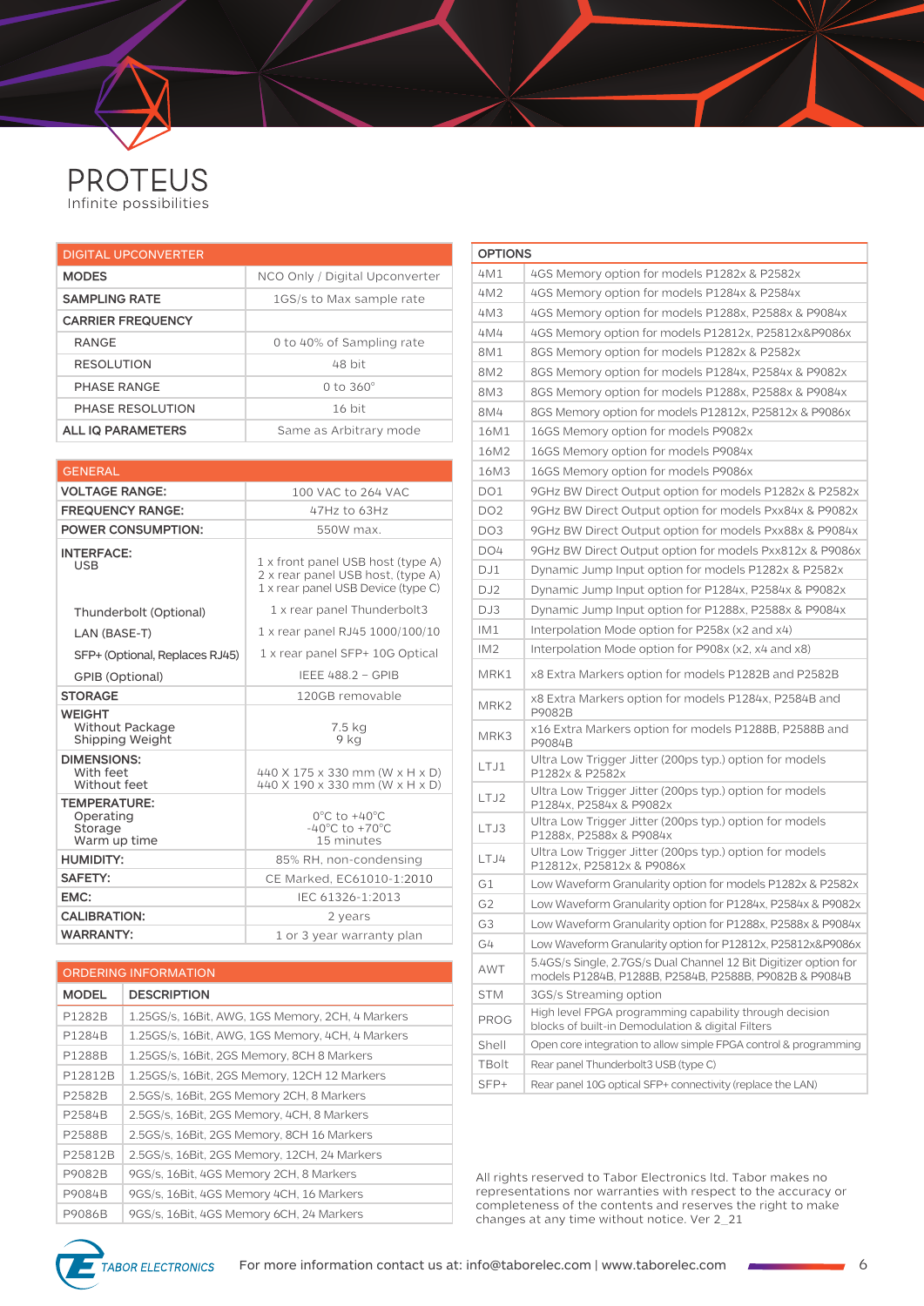# PROTEUS

Infinite possibilities

| DIGITAL UPCONVERTER | |
|---|---|
| **MODES** | NCO Only / Digital Upconverter |
| **SAMPLING RATE** | 1GS/s to Max sample rate |
| **CARRIER FREQUENCY** | |
| RANGE | 0 to 40% of Sampling rate |
| RESOLUTION | 48 bit |
| PHASE RANGE | 0 to 360° |
| PHASE RESOLUTION | 16 bit |
| **ALL IQ PARAMETERS** | Same as Arbitrary mode |

| GENERAL | |
|---|---|
| **VOLTAGE RANGE:** | 100 VAC to 264 VAC |
| **FREQUENCY RANGE:** | 47Hz to 63Hz |
| **POWER CONSUMPTION:** | 550W max. |
| **INTERFACE:** USB | 1 x front panel USB host (type A) 2 x rear panel USB host, (type A) 1 x rear panel USB Device (type C) |
| Thunderbolt (Optional) | 1 x rear panel Thunderbolt3 |
| LAN (BASE-T) | 1 x rear panel RJ45 1000/100/10 |
| SFP+ (Optional, Replaces RJ45) | 1 x rear panel SFP+ 10G Optical |
| GPIB (Optional) | IEEE 488.2 – GPIB |
| **STORAGE** | 120GB removable |
| **WEIGHT** Without Package Shipping Weight | 7.5 kg 9 kg |
| **DIMENSIONS:** With feet Without feet | 440 X 175 x 330 mm (W x H x D) 440 X 190 x 330 mm (W x H x D) |
| **TEMPERATURE:** Operating Storage Warm up time | 0°C to +40°C -40°C to +70°C 15 minutes |
| **HUMIDITY:** | 85% RH, non-condensing |
| **SAFETY:** | CE Marked, EC61010-1:2010 |
| **EMC:** | IEC 61326-1:2013 |
| **CALIBRATION:** | 2 years |
| **WARRANTY:** | 1 or 3 year warranty plan |

## ORDERING INFORMATION

| MODEL | DESCRIPTION |
|---|---|
| P1282B | 1.25GS/s, 16Bit, AWG, 1GS Memory, 2CH, 4 Markers |
| P1284B | 1.25GS/s, 16Bit, AWG, 1GS Memory, 4CH, 4 Markers |
| P1288B | 1.25GS/s, 16Bit, 2GS Memory, 8CH 8 Markers |
| P12812B | 1.25GS/s, 16Bit, 2GS Memory, 12CH 12 Markers |
| P2582B | 2.5GS/s, 16Bit, 2GS Memory 2CH, 8 Markers |
| P2584B | 2.5GS/s, 16Bit, 2GS Memory, 4CH, 8 Markers |
| P2588B | 2.5GS/s, 16Bit, 2GS Memory, 8CH 16 Markers |
| P25812B | 2.5GS/s, 16Bit, 2GS Memory, 12CH, 24 Markers |
| P9082B | 9GS/s, 16Bit, 4GS Memory 2CH, 8 Markers |
| P9084B | 9GS/s, 16Bit, 4GS Memory 4CH, 16 Markers |
| P9086B | 9GS/s, 16Bit, 4GS Memory 6CH, 24 Markers |

## OPTIONS

| | |
|---|---|
| 4M1 | 4GS Memory option for models P1282x & P2582x |
| 4M2 | 4GS Memory option for models P1284x & P2584x |
| 4M3 | 4GS Memory option for models P1288x, P2588x & P9084x |
| 4M4 | 4GS Memory option for models P12812x, P25812x&P9086x |
| 8M1 | 8GS Memory option for models P1282x & P2582x |
| 8M2 | 8GS Memory option for models P1284x, P2584x & P9082x |
| 8M3 | 8GS Memory option for models P1288x, P2588x & P9084x |
| 8M4 | 8GS Memory option for models P12812x, P25812x & P9086x |
| 16M1 | 16GS Memory option for models P9082x |
| 16M2 | 16GS Memory option for models P9084x |
| 16M3 | 16GS Memory option for models P9086x |
| DO1 | 9GHz BW Direct Output option for models P1282x & P2582x |
| DO2 | 9GHz BW Direct Output option for models Pxx84x & P9082x |
| DO3 | 9GHz BW Direct Output option for models Pxx88x & P9084x |
| DO4 | 9GHz BW Direct Output option for models Pxx812x & P9086x |
| DJ1 | Dynamic Jump Input option for models P1282x & P2582x |
| DJ2 | Dynamic Jump Input option for P1284x, P2584x & P9082x |
| DJ3 | Dynamic Jump Input option for P1288x, P2588x & P9084x |
| IM1 | Interpolation Mode option for P258x (x2 and x4) |
| IM2 | Interpolation Mode option for P908x (x2, x4 and x8) |
| MRK1 | x8 Extra Markers option for models P1282B and P2582B |
| MRK2 | x8 Extra Markers option for models P1284x, P2584B and P9082B |
| MRK3 | x16 Extra Markers option for models P1288B, P2588B and P9084B |
| LTJ1 | Ultra Low Trigger Jitter (200ps typ.) option for models P1282x & P2582x |
| LTJ2 | Ultra Low Trigger Jitter (200ps typ.) option for models P1284x, P2584x & P9082x |
| LTJ3 | Ultra Low Trigger Jitter (200ps typ.) option for models P1288x, P2588x & P9084x |
| LTJ4 | Ultra Low Trigger Jitter (200ps typ.) option for models P12812x, P25812x & P9086x |
| G1 | Low Waveform Granularity option for models P1282x & P2582x |
| G2 | Low Waveform Granularity option for P1284x, P2584x & P9082x |
| G3 | Low Waveform Granularity option for P1288x, P2588x & P9084x |
| G4 | Low Waveform Granularity option for P12812x, P25812x&P9086x |
| AWT | 5.4GS/s Single, 2.7GS/s Dual Channel 12 Bit Digitizer option for models P1284B, P1288B, P2584B, P2588B, P9082B & P9084B |
| STM | 3GS/s Streaming option |
| PROG | High level FPGA programming capability through decision blocks of built-in Demodulation & digital Filters |
| Shell | Open core integration to allow simple FPGA control & programming |
| TBolt | Rear panel Thunderbolt3 USB (type C) |
| SFP+ | Rear panel 10G optical SFP+ connectivity (replace the LAN) |

All rights reserved to Tabor Electronics ltd. Tabor makes no representations nor warranties with respect to the accuracy or completeness of the contents and reserves the right to make changes at any time without notice. Ver 2_21

TABOR ELECTRONICS

For more information contact us at: info@taborelec.com | www.taborelec.com